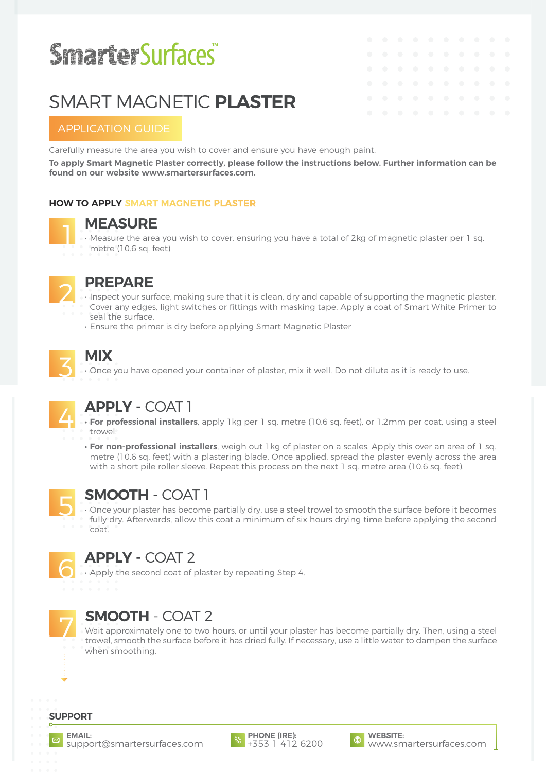SmarterSurfaces™

# SMART MAGNETIC **PLASTER**

APPLICATION GUIDE

Carefully measure the area you wish to cover and ensure you have enough paint.

**To apply Smart Magnetic Plaster correctly, please follow the instructions below. Further information can be found on our website www.smartersurfaces.com.**

## HOW TO APPLY SMART MAGNETIC PLASTER

### 1 MEASURE

- Measure the area you wish to cover, ensuring you have a total of 2kg of magnetic plaster per 1 sq. metre (10.6 sq. feet)

### 2 PREPARE

- Inspect your surface, making sure that it is clean, dry and capable of supporting the magnetic plaster. Cover any edges, light switches or fittings with masking tape. Apply a coat of Smart White Primer to seal the surface.
- Ensure the primer is dry before applying Smart Magnetic Plaster

### 3 MIX

- Once you have opened your container of plaster, mix it well. Do not dilute as it is ready to use.

### 4 APPLY - COAT 1

- **For professional installers**, apply 1kg per 1 sq. metre (10.6 sq. feet), or 1.2mm per coat, using a steel trowel.
- **For non-professional installers**, weigh out 1kg of plaster on a scales. Apply this over an area of 1 sq. metre (10.6 sq. feet) with a plastering blade. Once applied, spread the plaster evenly across the area with a short pile roller sleeve. Repeat this process on the next 1 sq. metre area (10.6 sq. feet).

### 5 SMOOTH - COAT 1

- Once your plaster has become partially dry, use a steel trowel to smooth the surface before it becomes fully dry. Afterwards, allow this coat a minimum of six hours drying time before applying the second coat.

### 6 APPLY - COAT 2

- Apply the second coat of plaster by repeating Step 4.

### 7 SMOOTH - COAT 2

Wait approximately one to two hours, or until your plaster has become partially dry. Then, using a steel trowel, smooth the surface before it has dried fully. If necessary, use a little water to dampen the surface when smoothing.

## SUPPORT

**EMAIL:** support@smartersurfaces.com

**PHONE (IRE):** +353 1 412 6200

**WEBSITE:** www.smartersurfaces.com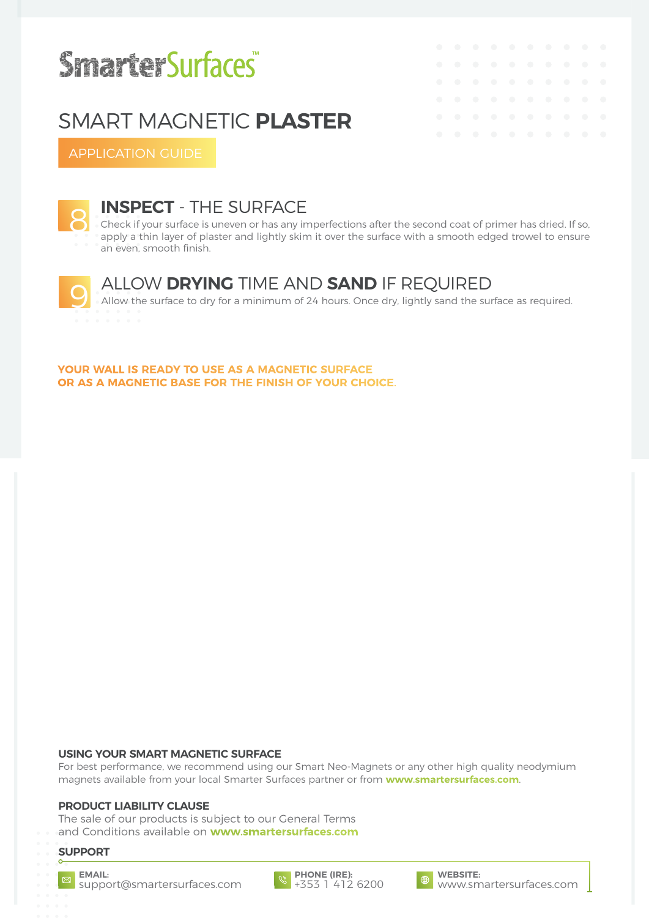# SmarterSurfaces™

## SMART MAGNETIC **PLASTER**

APPLICATION GUIDE

### 8 **INSPECT** - THE SURFACE

Check if your surface is uneven or has any imperfections after the second coat of primer has dried. If so, apply a thin layer of plaster and lightly skim it over the surface with a smooth edged trowel to ensure an even, smooth finish.

### 9 ALLOW **DRYING** TIME AND **SAND** IF REQUIRED

Allow the surface to dry for a minimum of 24 hours. Once dry, lightly sand the surface as required.

**YOUR WALL IS READY TO USE AS A MAGNETIC SURFACE OR AS A MAGNETIC BASE FOR THE FINISH OF YOUR CHOICE.**

**USING YOUR SMART MAGNETIC SURFACE**

For best performance, we recommend using our Smart Neo-Magnets or any other high quality neodymium magnets available from your local Smarter Surfaces partner or from **www.smartersurfaces.com**.

**PRODUCT LIABILITY CLAUSE**

The sale of our products is subject to our General Terms and Conditions available on **www.smartersurfaces.com**

**SUPPORT**

**EMAIL:** support@smartersurfaces.com

**PHONE (IRE):** +353 1 412 6200

**WEBSITE:** www.smartersurfaces.com